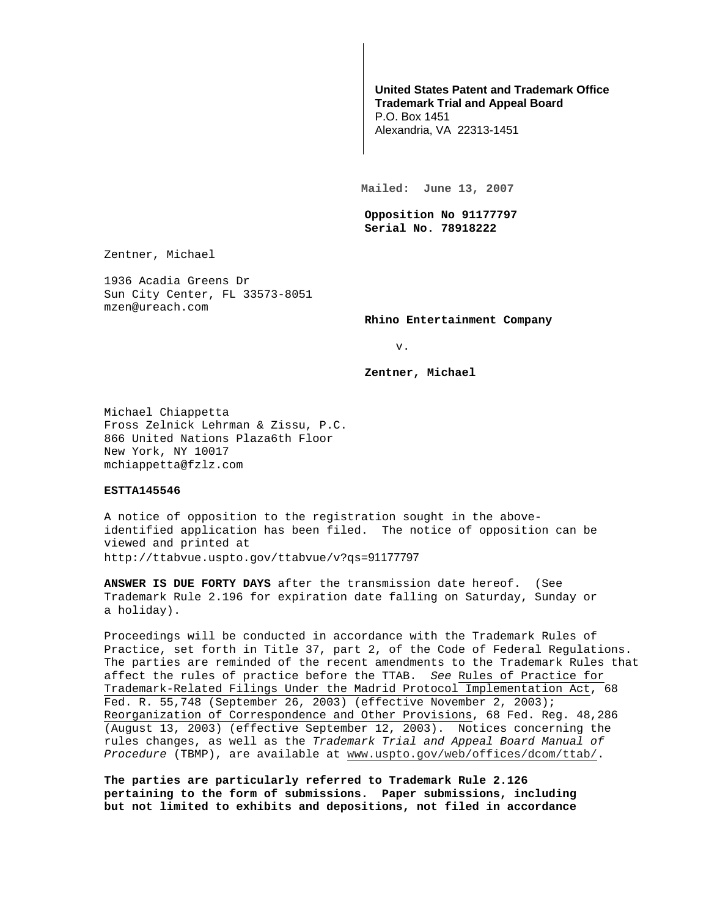**United States Patent and Trademark Office**
**Trademark Trial and Appeal Board**
P.O. Box 1451
Alexandria, VA 22313-1451

**Mailed: June 13, 2007**

**Opposition No 91177797**
**Serial No. 78918222**

Zentner, Michael

1936 Acadia Greens Dr
Sun City Center, FL 33573-8051
mzen@ureach.com

**Rhino Entertainment Company**

v.

**Zentner, Michael**

Michael Chiappetta
Fross Zelnick Lehrman & Zissu, P.C.
866 United Nations Plaza6th Floor
New York, NY 10017
mchiappetta@fzlz.com

**ESTTA145546**

A notice of opposition to the registration sought in the above-identified application has been filed. The notice of opposition can be viewed and printed at
http://ttabvue.uspto.gov/ttabvue/v?qs=91177797

**ANSWER IS DUE FORTY DAYS** after the transmission date hereof. (See Trademark Rule 2.196 for expiration date falling on Saturday, Sunday or a holiday).

Proceedings will be conducted in accordance with the Trademark Rules of Practice, set forth in Title 37, part 2, of the Code of Federal Regulations. The parties are reminded of the recent amendments to the Trademark Rules that affect the rules of practice before the TTAB. *See* Rules of Practice for Trademark-Related Filings Under the Madrid Protocol Implementation Act, 68 Fed. R. 55,748 (September 26, 2003) (effective November 2, 2003); Reorganization of Correspondence and Other Provisions, 68 Fed. Reg. 48,286 (August 13, 2003) (effective September 12, 2003). Notices concerning the rules changes, as well as the *Trademark Trial and Appeal Board Manual of Procedure* (TBMP), are available at www.uspto.gov/web/offices/dcom/ttab/.

**The parties are particularly referred to Trademark Rule 2.126 pertaining to the form of submissions. Paper submissions, including but not limited to exhibits and depositions, not filed in accordance**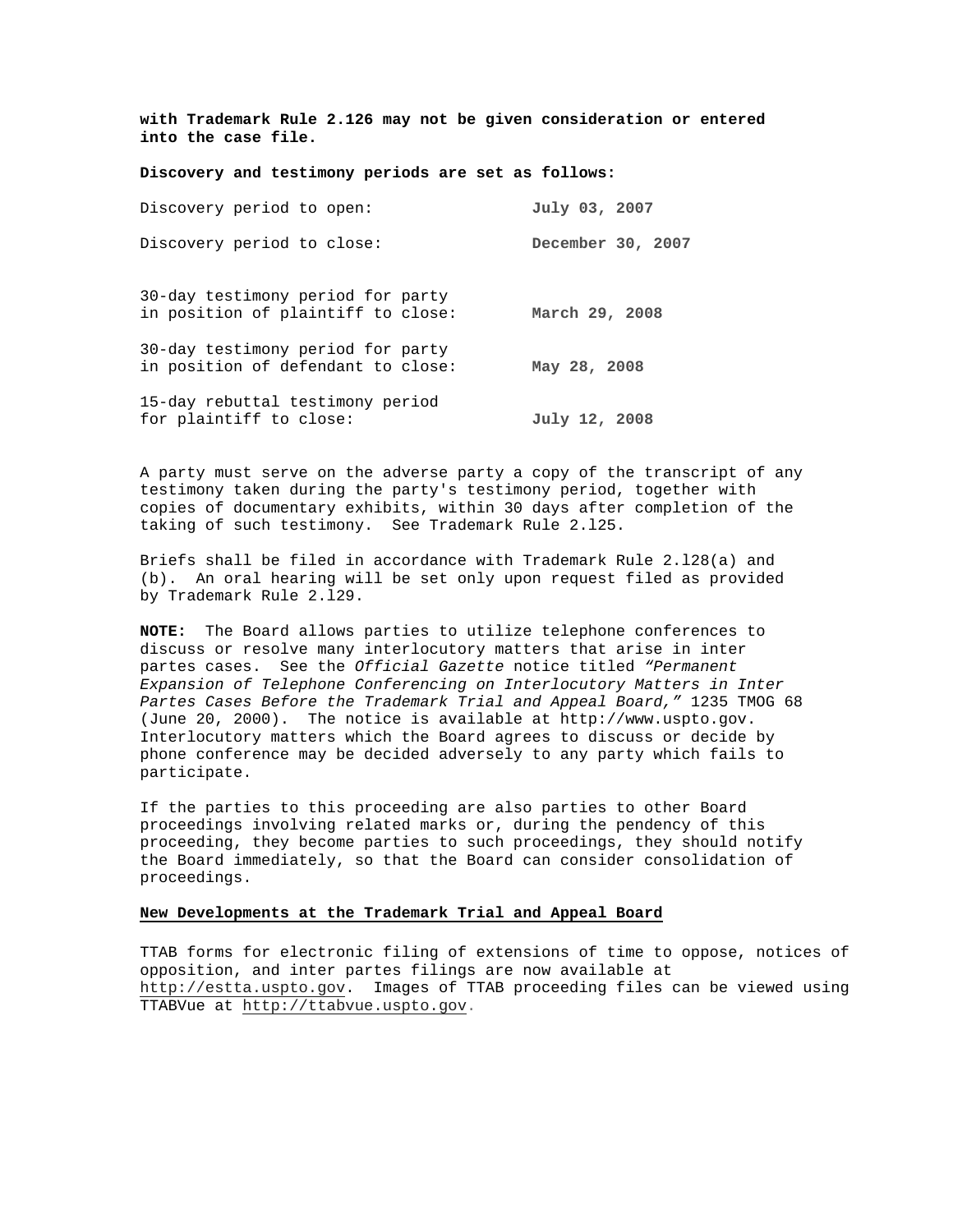**with Trademark Rule 2.126 may not be given consideration or entered into the case file.**

**Discovery and testimony periods are set as follows:**

| | |
|---|---|
| Discovery period to open: | **July 03, 2007** |
| Discovery period to close: | **December 30, 2007** |
| 30-day testimony period for party in position of plaintiff to close: | **March 29, 2008** |
| 30-day testimony period for party in position of defendant to close: | **May 28, 2008** |
| 15-day rebuttal testimony period for plaintiff to close: | **July 12, 2008** |

A party must serve on the adverse party a copy of the transcript of any testimony taken during the party's testimony period, together with copies of documentary exhibits, within 30 days after completion of the taking of such testimony. See Trademark Rule 2.l25.

Briefs shall be filed in accordance with Trademark Rule 2.l28(a) and (b). An oral hearing will be set only upon request filed as provided by Trademark Rule 2.l29.

**NOTE:** The Board allows parties to utilize telephone conferences to discuss or resolve many interlocutory matters that arise in inter partes cases. See the *Official Gazette* notice titled *"Permanent Expansion of Telephone Conferencing on Interlocutory Matters in Inter Partes Cases Before the Trademark Trial and Appeal Board,"* 1235 TMOG 68 (June 20, 2000). The notice is available at http://www.uspto.gov. Interlocutory matters which the Board agrees to discuss or decide by phone conference may be decided adversely to any party which fails to participate.

If the parties to this proceeding are also parties to other Board proceedings involving related marks or, during the pendency of this proceeding, they become parties to such proceedings, they should notify the Board immediately, so that the Board can consider consolidation of proceedings.

**New Developments at the Trademark Trial and Appeal Board**

TTAB forms for electronic filing of extensions of time to oppose, notices of opposition, and inter partes filings are now available at http://estta.uspto.gov. Images of TTAB proceeding files can be viewed using TTABVue at http://ttabvue.uspto.gov.